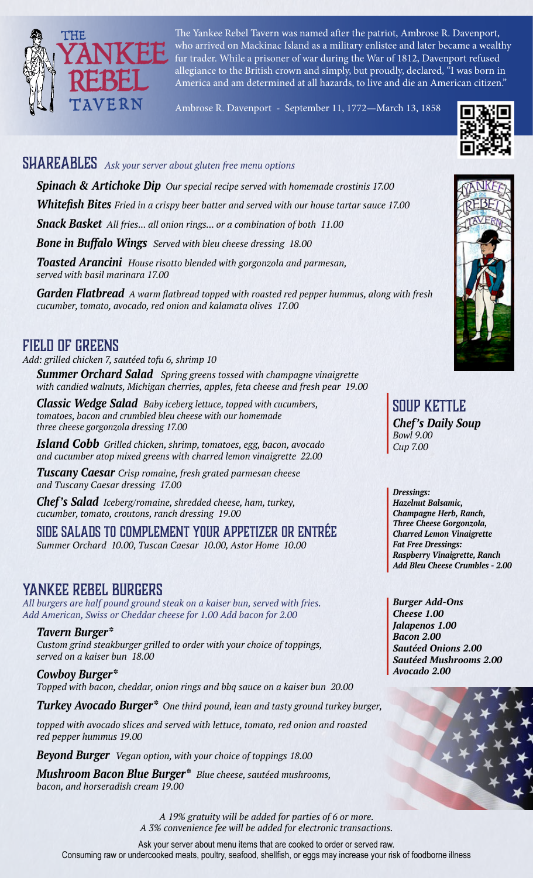# The Yankee Rebel Tavern

The Yankee Rebel Tavern was named after the patriot, Ambrose R. Davenport, who arrived on Mackinac Island as a military enlistee and later became a wealthy fur trader. While a prisoner of war during the War of 1812, Davenport refused allegiance to the British crown and simply, but proudly, declared, "I was born in America and am determined at all hazards, to live and die an American citizen."

Ambrose R. Davenport - September 11, 1772—March 13, 1858

## SHAREABLES

*Ask your server about gluten free menu options*

***Spinach & Artichoke Dip*** *Our special recipe served with homemade crostinis 17.00*

***Whitefish Bites*** *Fried in a crispy beer batter and served with our house tartar sauce 17.00*

***Snack Basket*** *All fries... all onion rings... or a combination of both 11.00*

***Bone in Buffalo Wings*** *Served with bleu cheese dressing 18.00*

***Toasted Arancini*** *House risotto blended with gorgonzola and parmesan, served with basil marinara 17.00*

***Garden Flatbread*** *A warm flatbread topped with roasted red pepper hummus, along with fresh cucumber, tomato, avocado, red onion and kalamata olives 17.00*

## FIELD OF GREENS

*Add: grilled chicken 7, sautéed tofu 6, shrimp 10*

***Summer Orchard Salad*** *Spring greens tossed with champagne vinaigrette with candied walnuts, Michigan cherries, apples, feta cheese and fresh pear 19.00*

***Classic Wedge Salad*** *Baby iceberg lettuce, topped with cucumbers, tomatoes, bacon and crumbled bleu cheese with our homemade three cheese gorgonzola dressing 17.00*

***Island Cobb*** *Grilled chicken, shrimp, tomatoes, egg, bacon, avocado and cucumber atop mixed greens with charred lemon vinaigrette 22.00*

***Tuscany Caesar*** *Crisp romaine, fresh grated parmesan cheese and Tuscany Caesar dressing 17.00*

***Chef's Salad*** *Iceberg/romaine, shredded cheese, ham, turkey, cucumber, tomato, croutons, ranch dressing 19.00*

### SIDE SALADS TO COMPLEMENT YOUR APPETIZER OR ENTRÉE

*Summer Orchard 10.00, Tuscan Caesar 10.00, Astor Home 10.00*

## SOUP KETTLE

***Chef's Daily Soup***
*Bowl 9.00*
*Cup 7.00*

***Dressings:***
***Hazelnut Balsamic, Champagne Herb, Ranch, Three Cheese Gorgonzola, Charred Lemon Vinaigrette***
***Fat Free Dressings: Raspberry Vinaigrette, Ranch***
***Add Bleu Cheese Crumbles - 2.00***

## YANKEE REBEL BURGERS

*All burgers are half pound ground steak on a kaiser bun, served with fries. Add American, Swiss or Cheddar cheese for 1.00 Add bacon for 2.00*

***Tavern Burger****
*Custom grind steakburger grilled to order with your choice of toppings, served on a kaiser bun 18.00*

***Cowboy Burger****
*Topped with bacon, cheddar, onion rings and bbq sauce on a kaiser bun 20.00*

***Turkey Avocado Burger**** *One third pound, lean and tasty ground turkey burger, topped with avocado slices and served with lettuce, tomato, red onion and roasted red pepper hummus 19.00*

***Beyond Burger*** *Vegan option, with your choice of toppings 18.00*

***Mushroom Bacon Blue Burger**** *Blue cheese, sautéed mushrooms, bacon, and horseradish cream 19.00*

***Burger Add-Ons***
***Cheese 1.00***
***Jalapenos 1.00***
***Bacon 2.00***
***Sautéed Onions 2.00***
***Sautéed Mushrooms 2.00***
***Avocado 2.00***

*A 19% gratuity will be added for parties of 6 or more.*
*A 3% convenience fee will be added for electronic transactions.*

Ask your server about menu items that are cooked to order or served raw.
Consuming raw or undercooked meats, poultry, seafood, shellfish, or eggs may increase your risk of foodborne illness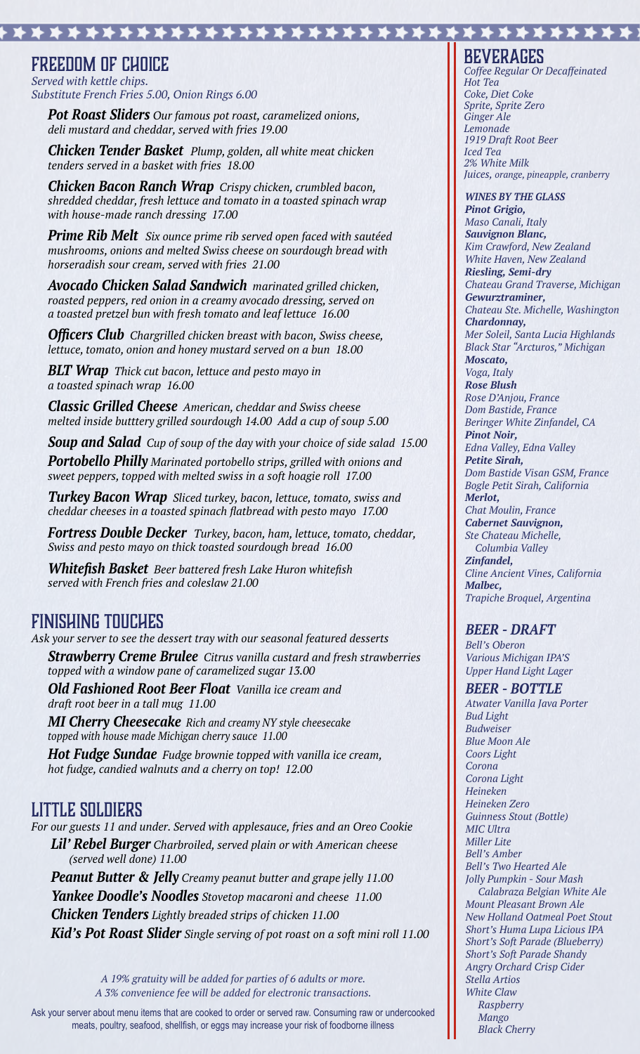## FREEDOM OF CHOICE

*Served with kettle chips.*
*Substitute French Fries 5.00, Onion Rings 6.00*

***Pot Roast Sliders*** *Our famous pot roast, caramelized onions, deli mustard and cheddar, served with fries 19.00*

***Chicken Tender Basket*** *Plump, golden, all white meat chicken tenders served in a basket with fries 18.00*

***Chicken Bacon Ranch Wrap*** *Crispy chicken, crumbled bacon, shredded cheddar, fresh lettuce and tomato in a toasted spinach wrap with house-made ranch dressing 17.00*

***Prime Rib Melt*** *Six ounce prime rib served open faced with sautéed mushrooms, onions and melted Swiss cheese on sourdough bread with horseradish sour cream, served with fries 21.00*

***Avocado Chicken Salad Sandwich*** *marinated grilled chicken, roasted peppers, red onion in a creamy avocado dressing, served on a toasted pretzel bun with fresh tomato and leaf lettuce 16.00*

***Officers Club*** *Chargrilled chicken breast with bacon, Swiss cheese, lettuce, tomato, onion and honey mustard served on a bun 18.00*

***BLT Wrap*** *Thick cut bacon, lettuce and pesto mayo in a toasted spinach wrap 16.00*

***Classic Grilled Cheese*** *American, cheddar and Swiss cheese melted inside butttery grilled sourdough 14.00 Add a cup of soup 5.00*

***Soup and Salad*** *Cup of soup of the day with your choice of side salad 15.00*

***Portobello Philly*** *Marinated portobello strips, grilled with onions and sweet peppers, topped with melted swiss in a soft hoagie roll 17.00*

***Turkey Bacon Wrap*** *Sliced turkey, bacon, lettuce, tomato, swiss and cheddar cheeses in a toasted spinach flatbread with pesto mayo 17.00*

***Fortress Double Decker*** *Turkey, bacon, ham, lettuce, tomato, cheddar, Swiss and pesto mayo on thick toasted sourdough bread 16.00*

***Whitefish Basket*** *Beer battered fresh Lake Huron whitefish served with French fries and coleslaw 21.00*

## FINISHING TOUCHES

*Ask your server to see the dessert tray with our seasonal featured desserts*

***Strawberry Creme Brulee*** *Citrus vanilla custard and fresh strawberries topped with a window pane of caramelized sugar 13.00*

***Old Fashioned Root Beer Float*** *Vanilla ice cream and draft root beer in a tall mug 11.00*

***MI Cherry Cheesecake*** *Rich and creamy NY style cheesecake topped with house made Michigan cherry sauce 11.00*

***Hot Fudge Sundae*** *Fudge brownie topped with vanilla ice cream, hot fudge, candied walnuts and a cherry on top! 12.00*

## LITTLE SOLDIERS

*For our guests 11 and under. Served with applesauce, fries and an Oreo Cookie*

***Lil' Rebel Burger*** *Charbroiled, served plain or with American cheese (served well done) 11.00*

***Peanut Butter & Jelly*** *Creamy peanut butter and grape jelly 11.00*

***Yankee Doodle's Noodles*** *Stovetop macaroni and cheese 11.00*

***Chicken Tenders*** *Lightly breaded strips of chicken 11.00*

***Kid's Pot Roast Slider*** *Single serving of pot roast on a soft mini roll 11.00*

*A 19% gratuity will be added for parties of 6 adults or more.*
*A 3% convenience fee will be added for electronic transactions.*

Ask your server about menu items that are cooked to order or served raw. Consuming raw or undercooked meats, poultry, seafood, shellfish, or eggs may increase your risk of foodborne illness

## BEVERAGES

*Coffee Regular Or Decaffeinated*
*Hot Tea*
*Coke, Diet Coke*
*Sprite, Sprite Zero*
*Ginger Ale*
*Lemonade*
*1919 Draft Root Beer*
*Iced Tea*
*2% White Milk*
*Juices, orange, pineapple, cranberry*

### *WINES BY THE GLASS*

***Pinot Grigio,***
*Maso Canali, Italy*
***Sauvignon Blanc,***
*Kim Crawford, New Zealand*
*White Haven, New Zealand*
***Riesling, Semi-dry***
*Chateau Grand Traverse, Michigan*
***Gewurztraminer,***
*Chateau Ste. Michelle, Washington*
***Chardonnay,***
*Mer Soleil, Santa Lucia Highlands*
*Black Star "Arcturos," Michigan*
***Moscato,***
*Voga, Italy*
***Rose Blush***
*Rose D'Anjou, France*
*Dom Bastide, France*
*Beringer White Zinfandel, CA*
***Pinot Noir,***
*Edna Valley, Edna Valley*
***Petite Sirah,***
*Dom Bastide Visan GSM, France*
*Bogle Petit Sirah, California*
***Merlot,***
*Chat Moulin, France*
***Cabernet Sauvignon,***
*Ste Chateau Michelle, Columbia Valley*
***Zinfandel,***
*Cline Ancient Vines, California*
***Malbec,***
*Trapiche Broquel, Argentina*

### *BEER - DRAFT*

*Bell's Oberon*
*Various Michigan IPA'S*
*Upper Hand Light Lager*

### *BEER - BOTTLE*

*Atwater Vanilla Java Porter*
*Bud Light*
*Budweiser*
*Blue Moon Ale*
*Coors Light*
*Corona*
*Corona Light*
*Heineken*
*Heineken Zero*
*Guinness Stout (Bottle)*
*MIC Ultra*
*Miller Lite*
*Bell's Amber*
*Bell's Two Hearted Ale*
*Jolly Pumpkin - Sour Mash Calabraza Belgian White Ale*
*Mount Pleasant Brown Ale*
*New Holland Oatmeal Poet Stout*
*Short's Huma Lupa Licious IPA*
*Short's Soft Parade (Blueberry)*
*Short's Soft Parade Shandy*
*Angry Orchard Crisp Cider*
*Stella Artios*
*White Claw*
*Raspberry*
*Mango*
*Black Cherry*